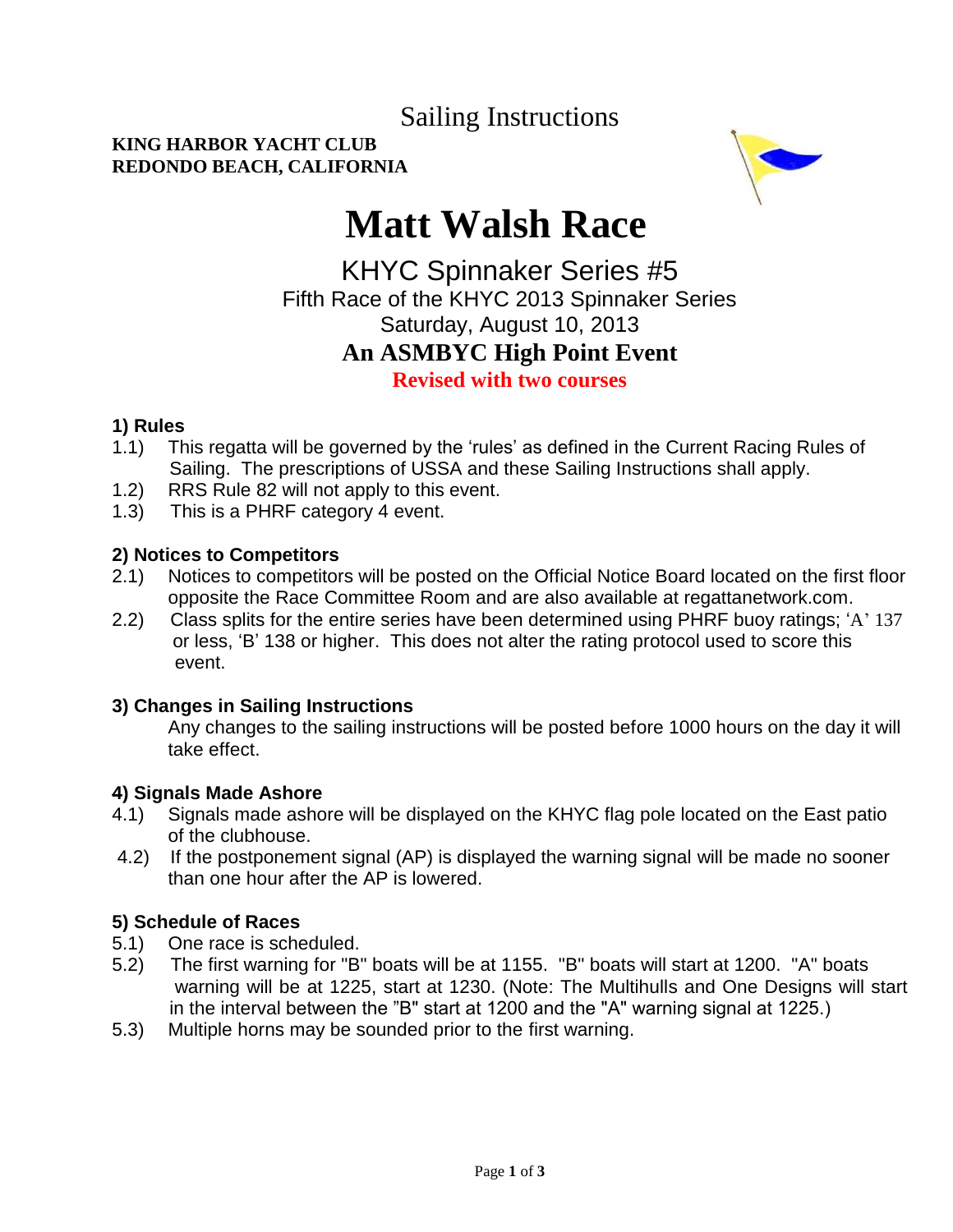Sailing Instructions

**KING HARBOR YACHT CLUB**
**REDONDO BEACH, CALIFORNIA**

# Matt Walsh Race

## KHYC Spinnaker Series #5

Fifth Race of the KHYC 2013 Spinnaker Series

Saturday, August 10, 2013

**An ASMBYC High Point Event**

**Revised with two courses**

### 1) Rules

1.1) This regatta will be governed by the 'rules' as defined in the Current Racing Rules of Sailing. The prescriptions of USSA and these Sailing Instructions shall apply.

1.2) RRS Rule 82 will not apply to this event.

1.3) This is a PHRF category 4 event.

### 2) Notices to Competitors

2.1) Notices to competitors will be posted on the Official Notice Board located on the first floor opposite the Race Committee Room and are also available at regattanetwork.com.

2.2) Class splits for the entire series have been determined using PHRF buoy ratings; 'A' 137 or less, 'B' 138 or higher. This does not alter the rating protocol used to score this event.

### 3) Changes in Sailing Instructions

Any changes to the sailing instructions will be posted before 1000 hours on the day it will take effect.

### 4) Signals Made Ashore

4.1) Signals made ashore will be displayed on the KHYC flag pole located on the East patio of the clubhouse.

4.2) If the postponement signal (AP) is displayed the warning signal will be made no sooner than one hour after the AP is lowered.

### 5) Schedule of Races

5.1) One race is scheduled.

5.2) The first warning for "B" boats will be at 1155. "B" boats will start at 1200. "A" boats warning will be at 1225, start at 1230. (Note: The Multihulls and One Designs will start in the interval between the "B" start at 1200 and the "A" warning signal at 1225.)

5.3) Multiple horns may be sounded prior to the first warning.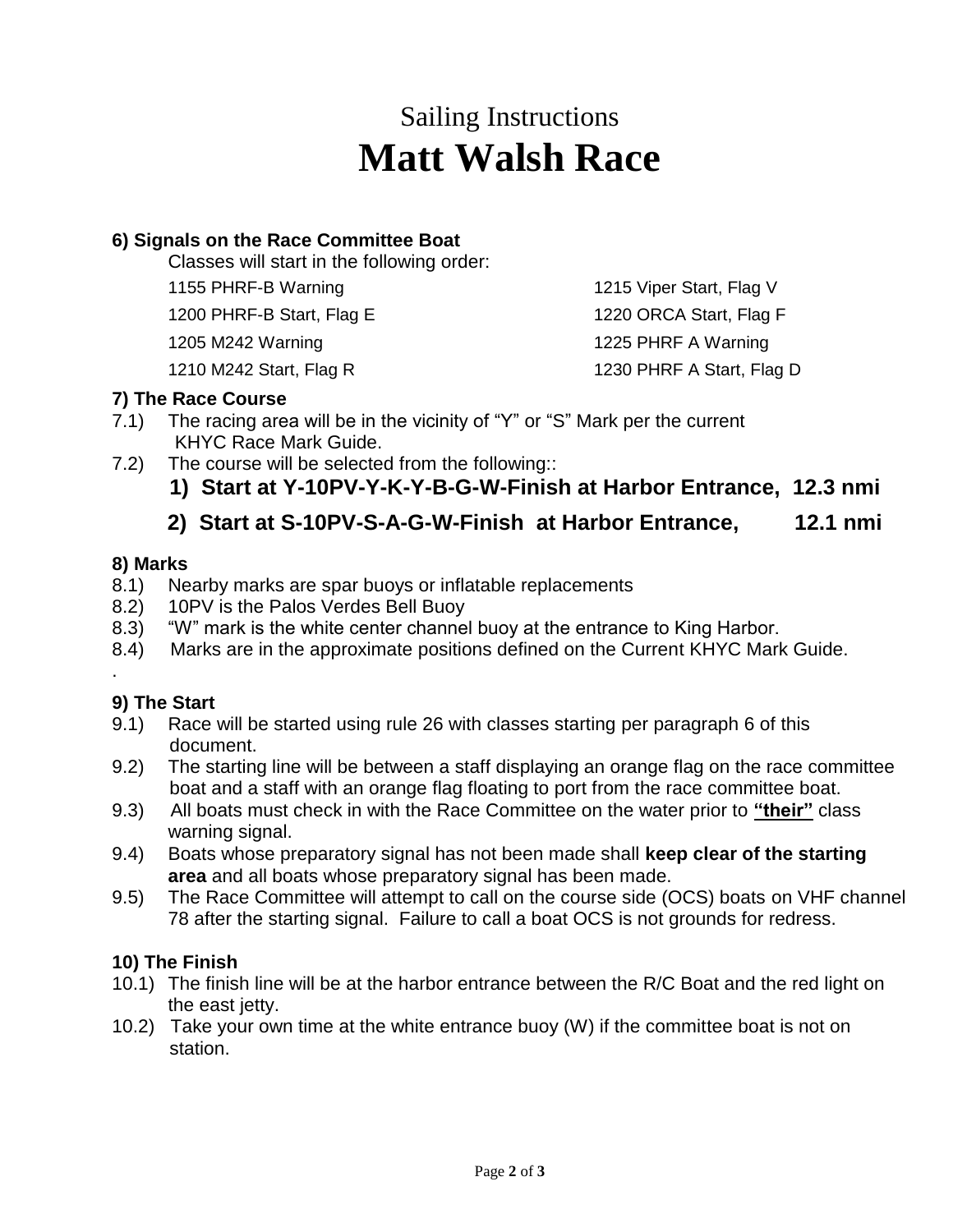Sailing Instructions

# Matt Walsh Race

### 6) Signals on the Race Committee Boat

Classes will start in the following order:

1155 PHRF-B Warning

1200 PHRF-B Start, Flag E

1205 M242 Warning

1210 M242 Start, Flag R

1215 Viper Start, Flag V

1220 ORCA Start, Flag F

1225 PHRF A Warning

1230 PHRF A Start, Flag D

### 7) The Race Course

7.1) The racing area will be in the vicinity of "Y" or "S" Mark per the current KHYC Race Mark Guide.

7.2) The course will be selected from the following::

**1) Start at Y-10PV-Y-K-Y-B-G-W-Finish at Harbor Entrance, 12.3 nmi**

**2) Start at S-10PV-S-A-G-W-Finish at Harbor Entrance, 12.1 nmi**

### 8) Marks

8.1) Nearby marks are spar buoys or inflatable replacements

8.2) 10PV is the Palos Verdes Bell Buoy

8.3) "W" mark is the white center channel buoy at the entrance to King Harbor.

8.4) Marks are in the approximate positions defined on the Current KHYC Mark Guide.

.

### 9) The Start

9.1) Race will be started using rule 26 with classes starting per paragraph 6 of this document.

9.2) The starting line will be between a staff displaying an orange flag on the race committee boat and a staff with an orange flag floating to port from the race committee boat.

9.3) All boats must check in with the Race Committee on the water prior to **<u>"their"</u>** class warning signal.

9.4) Boats whose preparatory signal has not been made shall **keep clear of the starting area** and all boats whose preparatory signal has been made.

9.5) The Race Committee will attempt to call on the course side (OCS) boats on VHF channel 78 after the starting signal. Failure to call a boat OCS is not grounds for redress.

### 10) The Finish

10.1) The finish line will be at the harbor entrance between the R/C Boat and the red light on the east jetty.

10.2) Take your own time at the white entrance buoy (W) if the committee boat is not on station.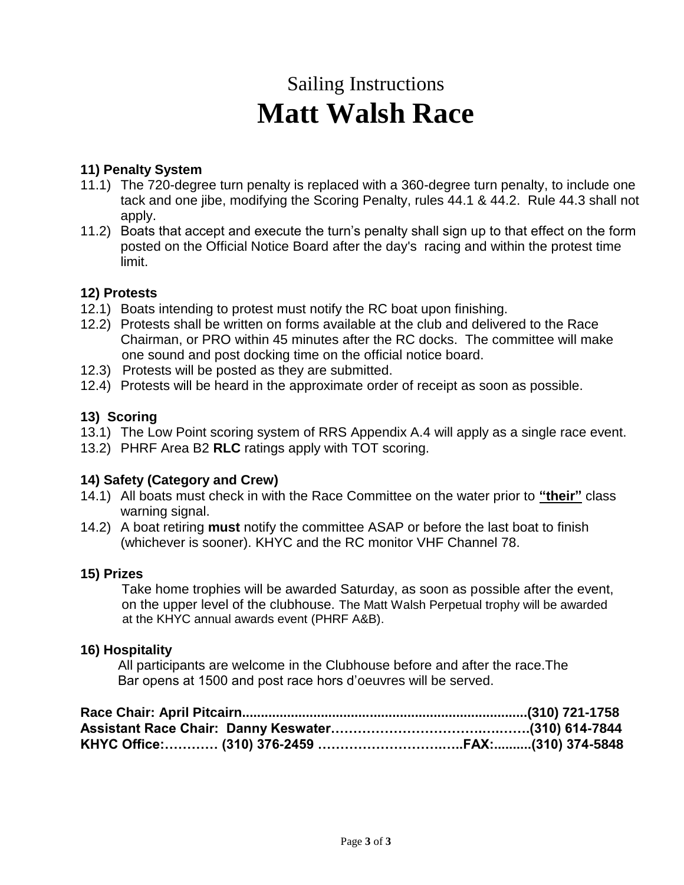Sailing Instructions

# Matt Walsh Race

### 11) Penalty System

11.1) The 720-degree turn penalty is replaced with a 360-degree turn penalty, to include one tack and one jibe, modifying the Scoring Penalty, rules 44.1 & 44.2. Rule 44.3 shall not apply.

11.2) Boats that accept and execute the turn's penalty shall sign up to that effect on the form posted on the Official Notice Board after the day's racing and within the protest time limit.

### 12) Protests

12.1) Boats intending to protest must notify the RC boat upon finishing.

12.2) Protests shall be written on forms available at the club and delivered to the Race Chairman, or PRO within 45 minutes after the RC docks. The committee will make one sound and post docking time on the official notice board.

12.3) Protests will be posted as they are submitted.

12.4) Protests will be heard in the approximate order of receipt as soon as possible.

### 13) Scoring

13.1) The Low Point scoring system of RRS Appendix A.4 will apply as a single race event.

13.2) PHRF Area B2 **RLC** ratings apply with TOT scoring.

### 14) Safety (Category and Crew)

14.1) All boats must check in with the Race Committee on the water prior to **"their"** class warning signal.

14.2) A boat retiring **must** notify the committee ASAP or before the last boat to finish (whichever is sooner). KHYC and the RC monitor VHF Channel 78.

### 15) Prizes

Take home trophies will be awarded Saturday, as soon as possible after the event, on the upper level of the clubhouse. The Matt Walsh Perpetual trophy will be awarded at the KHYC annual awards event (PHRF A&B).

### 16) Hospitality

All participants are welcome in the Clubhouse before and after the race.The Bar opens at 1500 and post race hors d'oeuvres will be served.

**Race Chair: April Pitcairn..........................................................................(310) 721-1758**
**Assistant Race Chair: Danny Keswater……………………………………….(310) 614-7844**
**KHYC Office:………… (310) 376-2459 …………………………..FAX:..........(310) 374-5848**